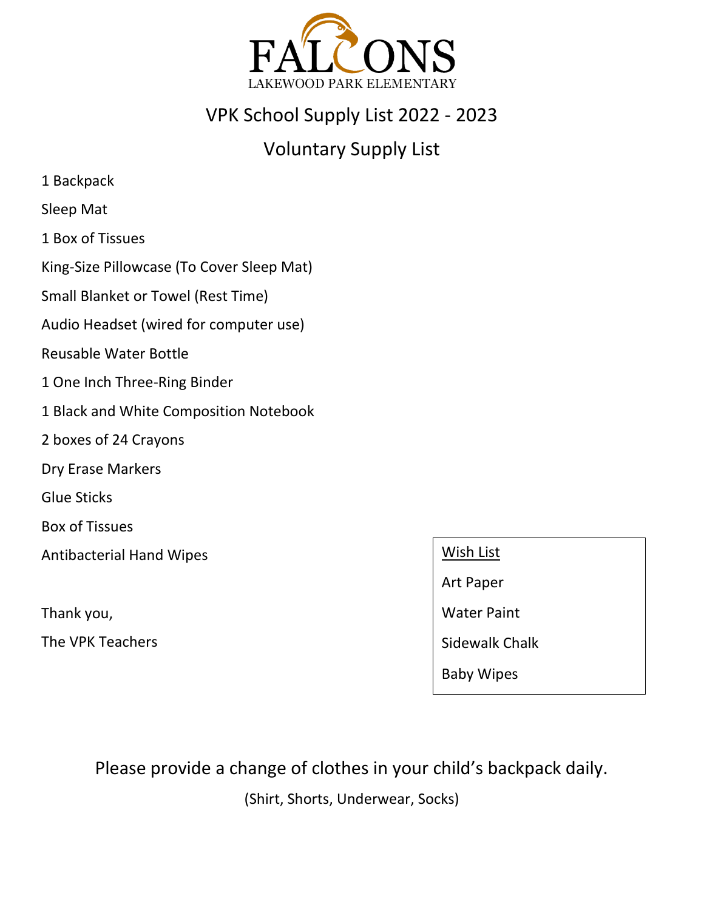# FALCONS

LAKEWOOD PARK ELEMENTARY

## VPK School Supply List 2022 - 2023

## Voluntary Supply List

1 Backpack

Sleep Mat

1 Box of Tissues

King-Size Pillowcase (To Cover Sleep Mat)

Small Blanket or Towel (Rest Time)

Audio Headset (wired for computer use)

Reusable Water Bottle

1 One Inch Three-Ring Binder

1 Black and White Composition Notebook

2 boxes of 24 Crayons

Dry Erase Markers

Glue Sticks

Box of Tissues

Antibacterial Hand Wipes

Thank you,

The VPK Teachers

**Wish List**

Art Paper

Water Paint

Sidewalk Chalk

Baby Wipes

Please provide a change of clothes in your child's backpack daily.

(Shirt, Shorts, Underwear, Socks)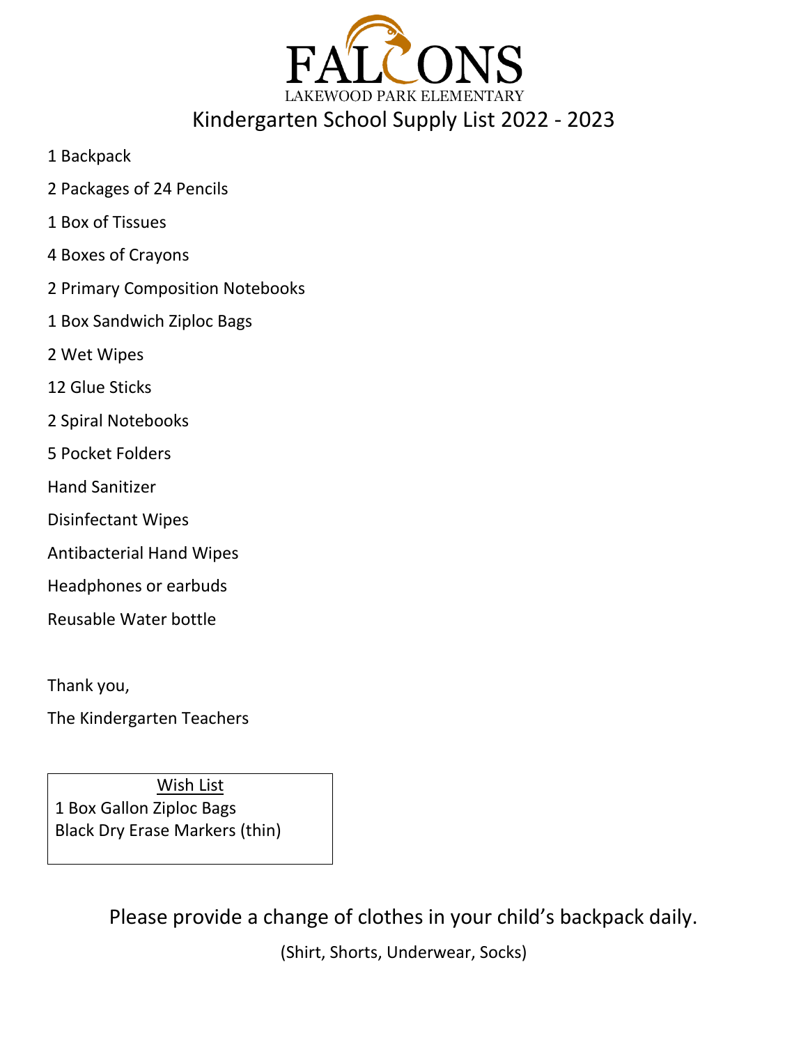# FALCONS

LAKEWOOD PARK ELEMENTARY

## Kindergarten School Supply List 2022 - 2023

1 Backpack

2 Packages of 24 Pencils

1 Box of Tissues

4 Boxes of Crayons

2 Primary Composition Notebooks

1 Box Sandwich Ziploc Bags

2 Wet Wipes

12 Glue Sticks

2 Spiral Notebooks

5 Pocket Folders

Hand Sanitizer

Disinfectant Wipes

Antibacterial Hand Wipes

Headphones or earbuds

Reusable Water bottle

Thank you,

The Kindergarten Teachers

**Wish List**

1 Box Gallon Ziploc Bags

Black Dry Erase Markers (thin)

Please provide a change of clothes in your child's backpack daily.

(Shirt, Shorts, Underwear, Socks)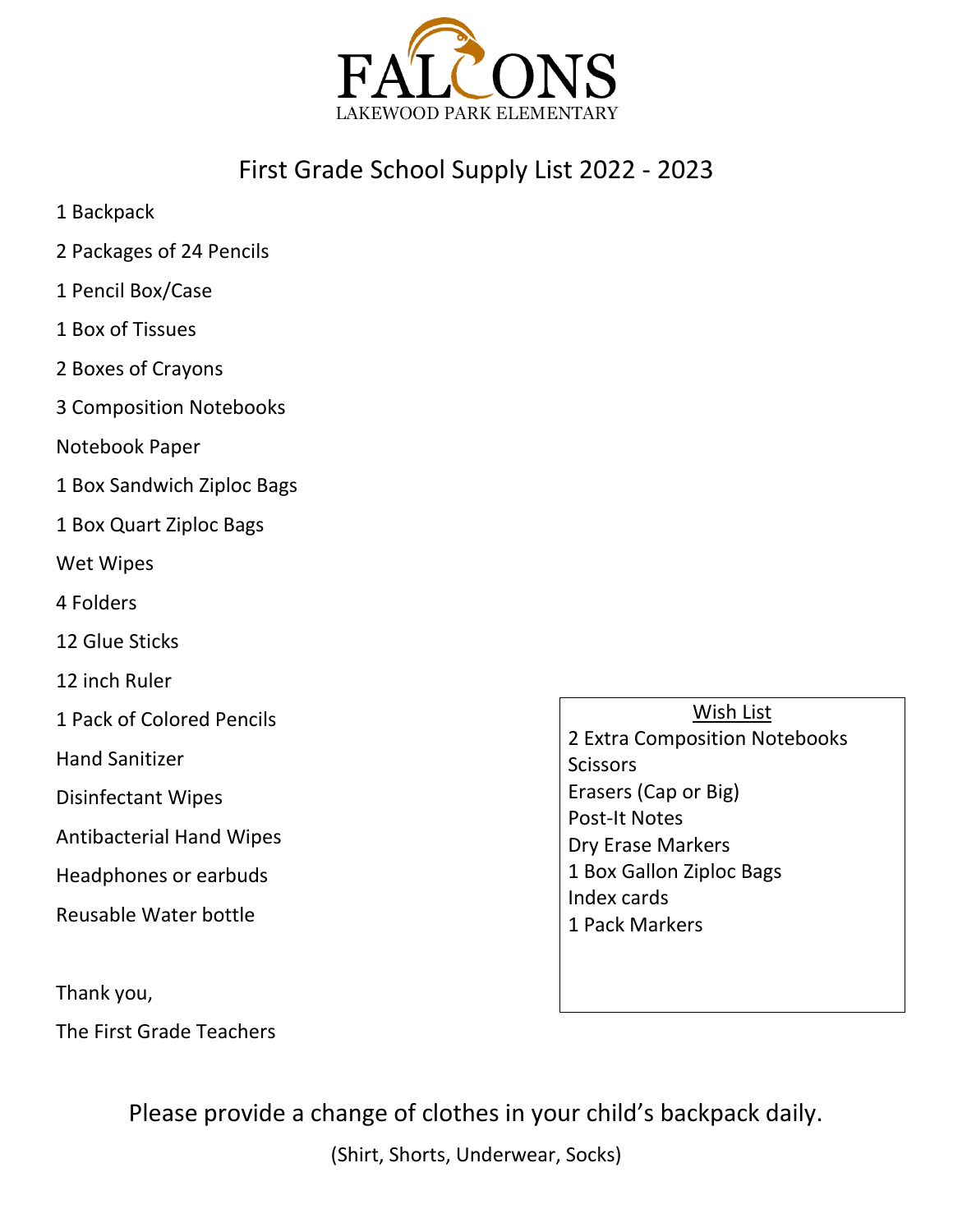FALCONS

LAKEWOOD PARK ELEMENTARY

# First Grade School Supply List 2022 - 2023

1 Backpack

2 Packages of 24 Pencils

1 Pencil Box/Case

1 Box of Tissues

2 Boxes of Crayons

3 Composition Notebooks

Notebook Paper

1 Box Sandwich Ziploc Bags

1 Box Quart Ziploc Bags

Wet Wipes

4 Folders

12 Glue Sticks

12 inch Ruler

1 Pack of Colored Pencils

Hand Sanitizer

Disinfectant Wipes

Antibacterial Hand Wipes

Headphones or earbuds

Reusable Water bottle

Thank you,

The First Grade Teachers

**Wish List**

2 Extra Composition Notebooks
Scissors
Erasers (Cap or Big)
Post-It Notes
Dry Erase Markers
1 Box Gallon Ziploc Bags
Index cards
1 Pack Markers

Please provide a change of clothes in your child's backpack daily.

(Shirt, Shorts, Underwear, Socks)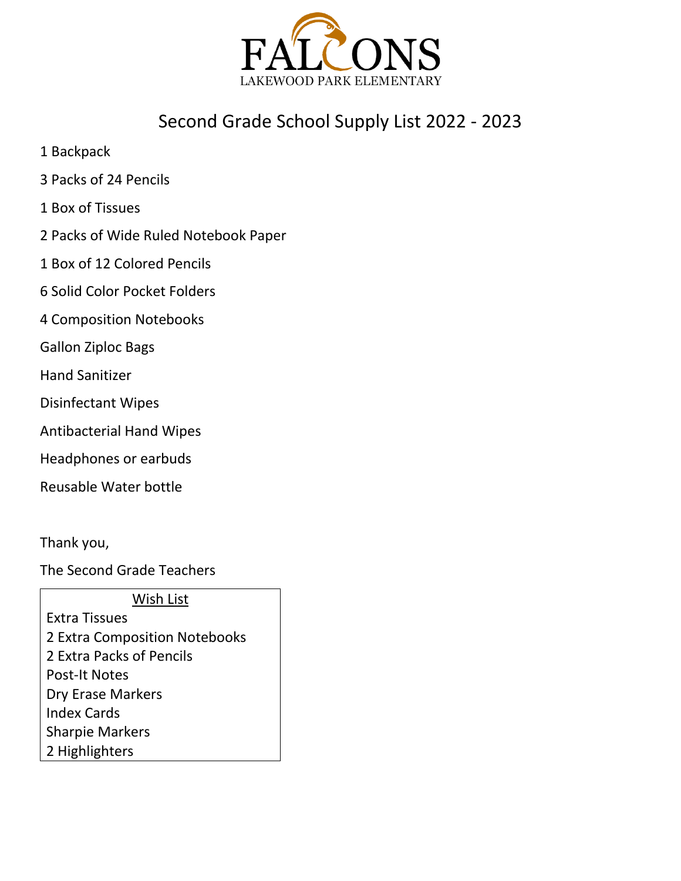FALCONS
LAKEWOOD PARK ELEMENTARY

# Second Grade School Supply List 2022 - 2023

1 Backpack

3 Packs of 24 Pencils

1 Box of Tissues

2 Packs of Wide Ruled Notebook Paper

1 Box of 12 Colored Pencils

6 Solid Color Pocket Folders

4 Composition Notebooks

Gallon Ziploc Bags

Hand Sanitizer

Disinfectant Wipes

Antibacterial Hand Wipes

Headphones or earbuds

Reusable Water bottle

Thank you,

The Second Grade Teachers

**Wish List**

Extra Tissues
2 Extra Composition Notebooks
2 Extra Packs of Pencils
Post-It Notes
Dry Erase Markers
Index Cards
Sharpie Markers
2 Highlighters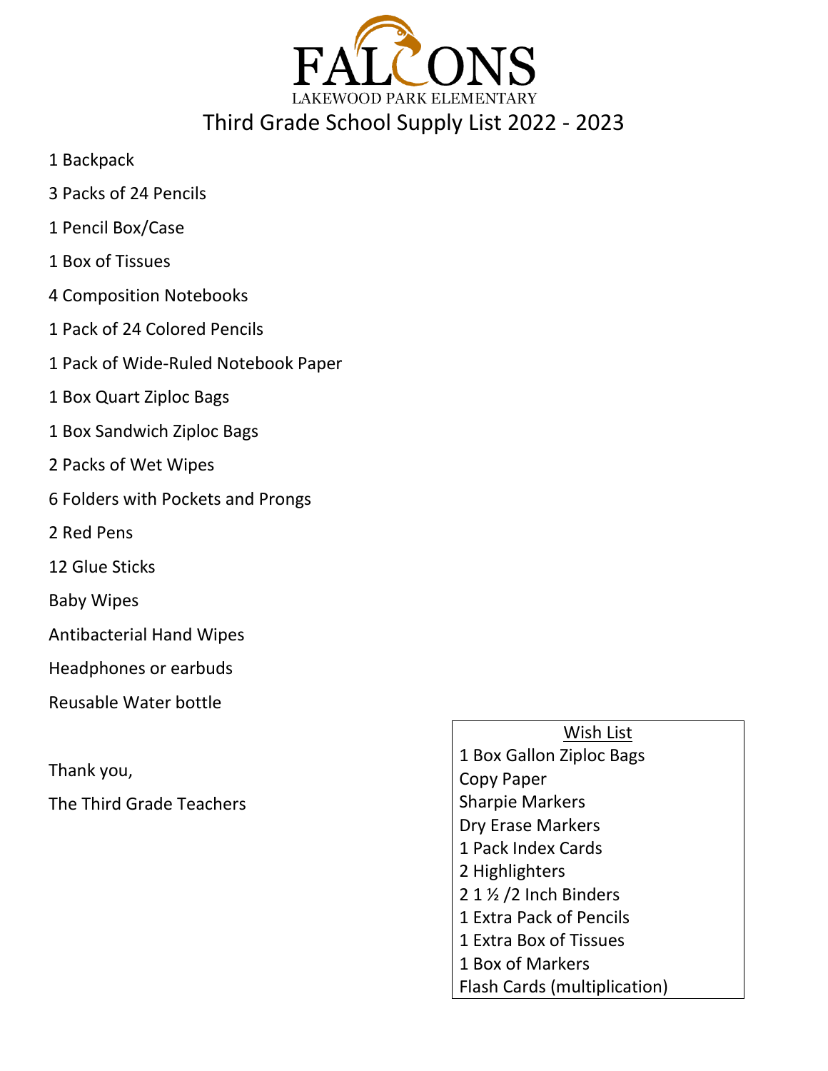# FALCONS

LAKEWOOD PARK ELEMENTARY

## Third Grade School Supply List 2022 - 2023

1 Backpack

3 Packs of 24 Pencils

1 Pencil Box/Case

1 Box of Tissues

4 Composition Notebooks

1 Pack of 24 Colored Pencils

1 Pack of Wide-Ruled Notebook Paper

1 Box Quart Ziploc Bags

1 Box Sandwich Ziploc Bags

2 Packs of Wet Wipes

6 Folders with Pockets and Prongs

2 Red Pens

12 Glue Sticks

Baby Wipes

Antibacterial Hand Wipes

Headphones or earbuds

Reusable Water bottle

Thank you,

The Third Grade Teachers

**Wish List**

1 Box Gallon Ziploc Bags
Copy Paper
Sharpie Markers
Dry Erase Markers
1 Pack Index Cards
2 Highlighters
2 1 ½ /2 Inch Binders
1 Extra Pack of Pencils
1 Extra Box of Tissues
1 Box of Markers
Flash Cards (multiplication)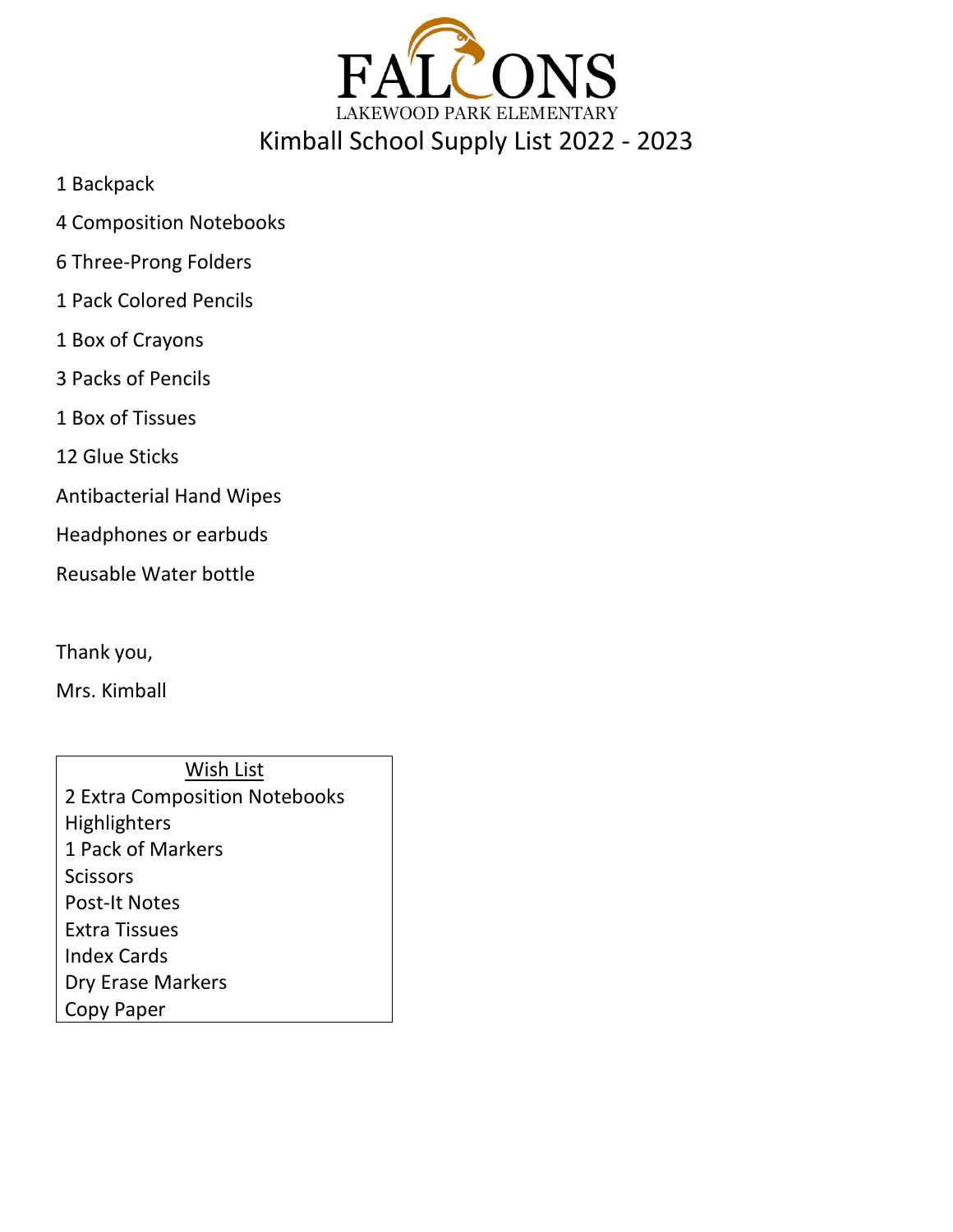FALCONS

LAKEWOOD PARK ELEMENTARY

# Kimball School Supply List 2022 - 2023

1 Backpack

4 Composition Notebooks

6 Three-Prong Folders

1 Pack Colored Pencils

1 Box of Crayons

3 Packs of Pencils

1 Box of Tissues

12 Glue Sticks

Antibacterial Hand Wipes

Headphones or earbuds

Reusable Water bottle

Thank you,

Mrs. Kimball

**Wish List**

2 Extra Composition Notebooks
Highlighters
1 Pack of Markers
Scissors
Post-It Notes
Extra Tissues
Index Cards
Dry Erase Markers
Copy Paper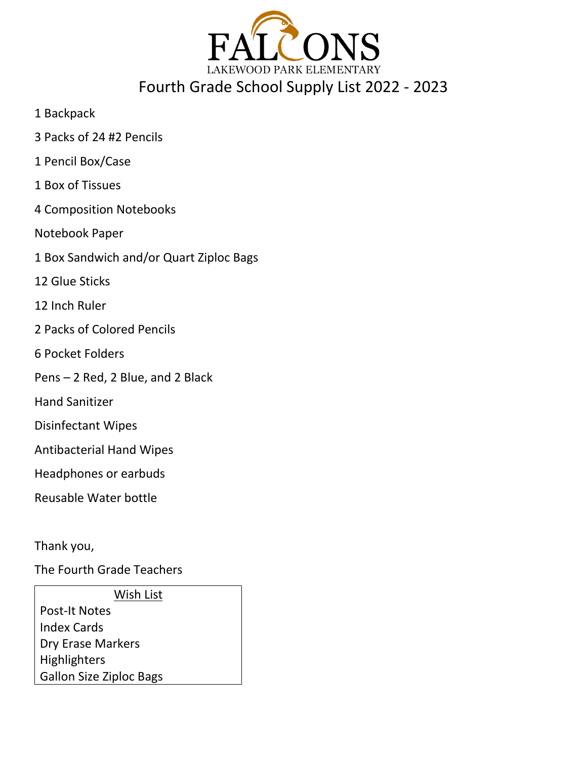# FALCONS

LAKEWOOD PARK ELEMENTARY

## Fourth Grade School Supply List 2022 - 2023

1 Backpack

3 Packs of 24 #2 Pencils

1 Pencil Box/Case

1 Box of Tissues

4 Composition Notebooks

Notebook Paper

1 Box Sandwich and/or Quart Ziploc Bags

12 Glue Sticks

12 Inch Ruler

2 Packs of Colored Pencils

6 Pocket Folders

Pens – 2 Red, 2 Blue, and 2 Black

Hand Sanitizer

Disinfectant Wipes

Antibacterial Hand Wipes

Headphones or earbuds

Reusable Water bottle

Thank you,

The Fourth Grade Teachers

**Wish List**

Post-It Notes
Index Cards
Dry Erase Markers
Highlighters
Gallon Size Ziploc Bags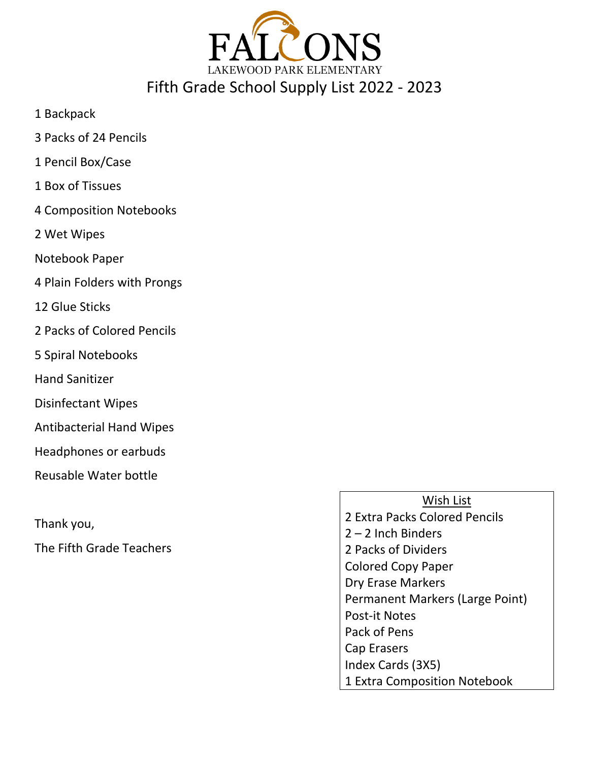# FALCONS

LAKEWOOD PARK ELEMENTARY

## Fifth Grade School Supply List 2022 - 2023

1 Backpack

3 Packs of 24 Pencils

1 Pencil Box/Case

1 Box of Tissues

4 Composition Notebooks

2 Wet Wipes

Notebook Paper

4 Plain Folders with Prongs

12 Glue Sticks

2 Packs of Colored Pencils

5 Spiral Notebooks

Hand Sanitizer

Disinfectant Wipes

Antibacterial Hand Wipes

Headphones or earbuds

Reusable Water bottle

Thank you,

The Fifth Grade Teachers

**Wish List**

2 Extra Packs Colored Pencils
2 – 2 Inch Binders
2 Packs of Dividers
Colored Copy Paper
Dry Erase Markers
Permanent Markers (Large Point)
Post-it Notes
Pack of Pens
Cap Erasers
Index Cards (3X5)
1 Extra Composition Notebook